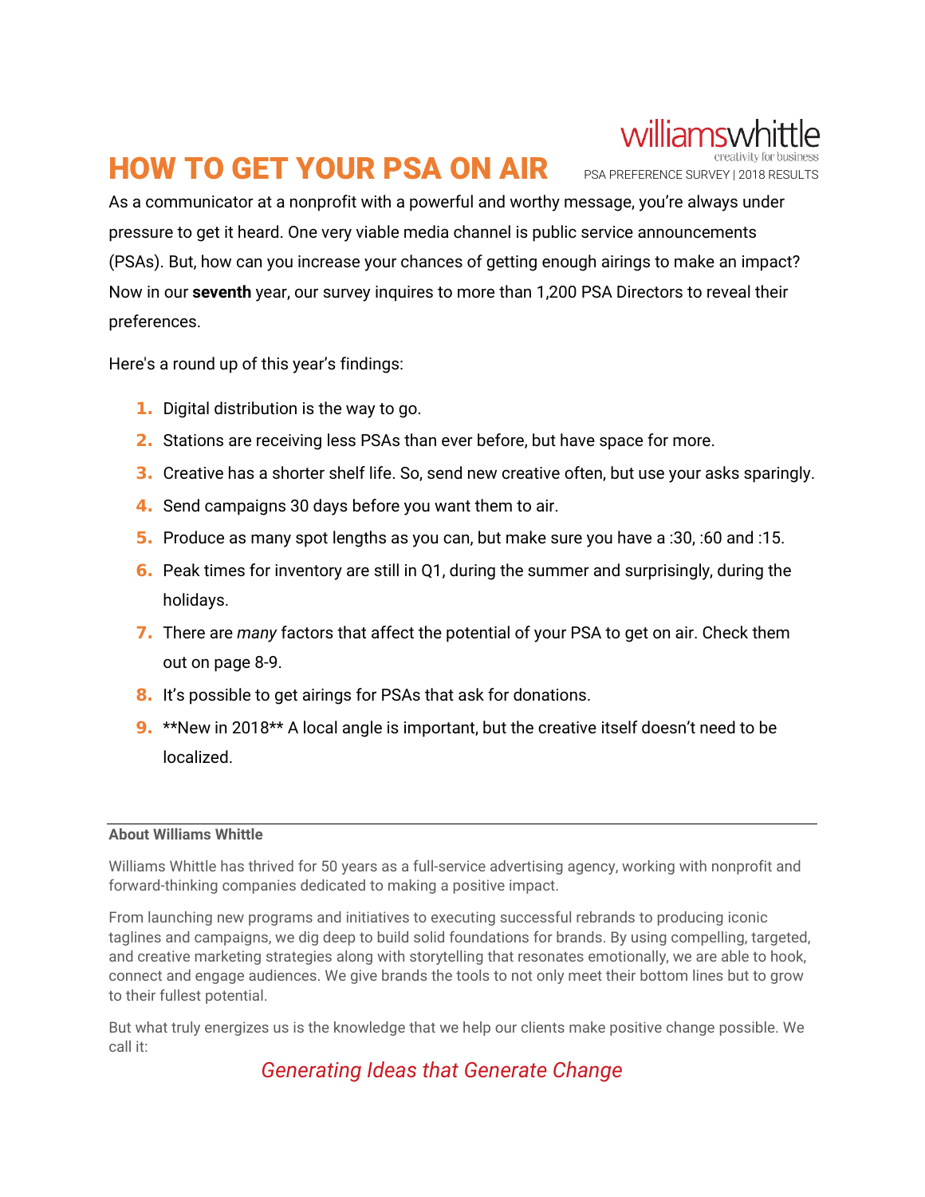williamswhittle
creativity for business

PSA PREFERENCE SURVEY | 2018 RESULTS

# HOW TO GET YOUR PSA ON AIR

As a communicator at a nonprofit with a powerful and worthy message, you're always under pressure to get it heard. One very viable media channel is public service announcements (PSAs). But, how can you increase your chances of getting enough airings to make an impact? Now in our **seventh** year, our survey inquires to more than 1,200 PSA Directors to reveal their preferences.

Here's a round up of this year's findings:

1. Digital distribution is the way to go.
2. Stations are receiving less PSAs than ever before, but have space for more.
3. Creative has a shorter shelf life. So, send new creative often, but use your asks sparingly.
4. Send campaigns 30 days before you want them to air.
5. Produce as many spot lengths as you can, but make sure you have a :30, :60 and :15.
6. Peak times for inventory are still in Q1, during the summer and surprisingly, during the holidays.
7. There are *many* factors that affect the potential of your PSA to get on air. Check them out on page 8-9.
8. It's possible to get airings for PSAs that ask for donations.
9. **New in 2018** A local angle is important, but the creative itself doesn't need to be localized.

---

**About Williams Whittle**

Williams Whittle has thrived for 50 years as a full-service advertising agency, working with nonprofit and forward-thinking companies dedicated to making a positive impact.

From launching new programs and initiatives to executing successful rebrands to producing iconic taglines and campaigns, we dig deep to build solid foundations for brands. By using compelling, targeted, and creative marketing strategies along with storytelling that resonates emotionally, we are able to hook, connect and engage audiences. We give brands the tools to not only meet their bottom lines but to grow to their fullest potential.

But what truly energizes us is the knowledge that we help our clients make positive change possible. We call it:

*Generating Ideas that Generate Change*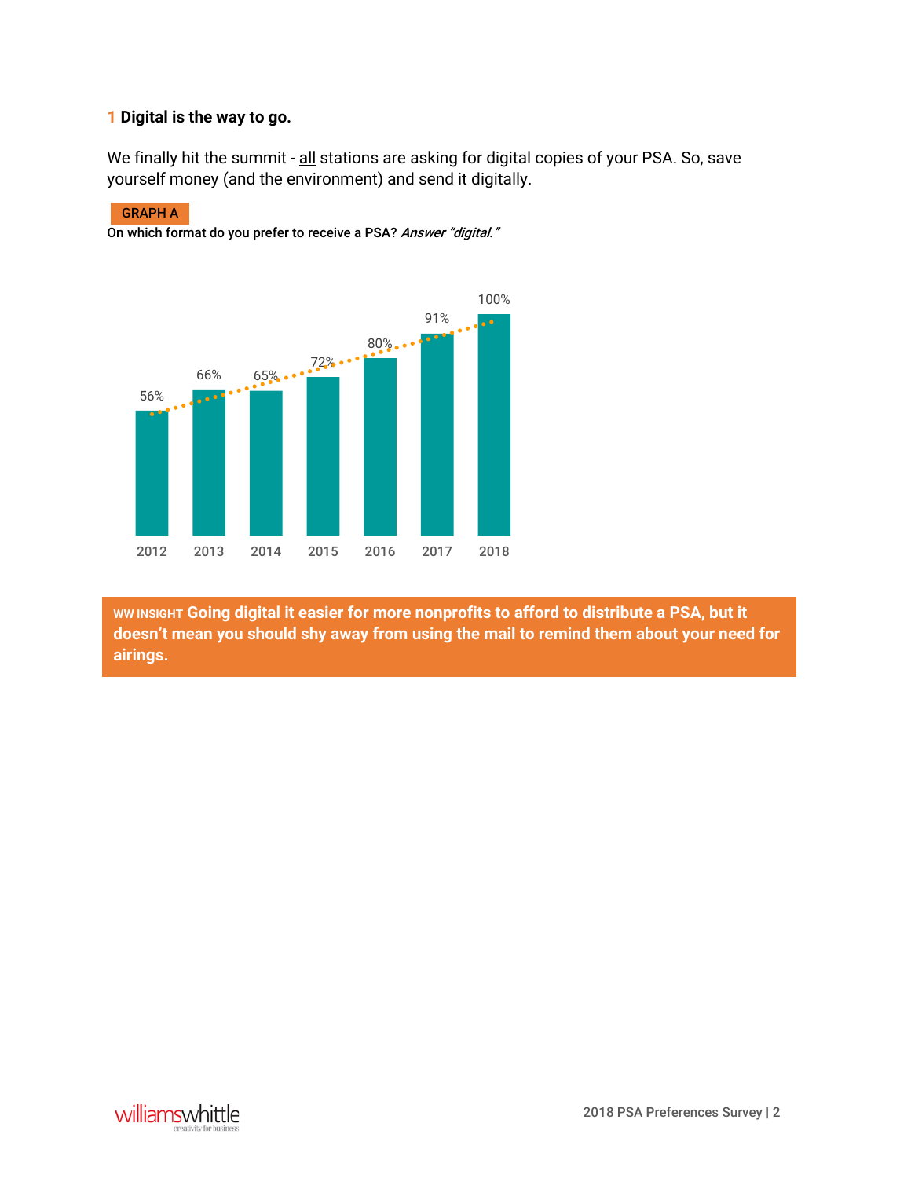**1 Digital is the way to go.**

We finally hit the summit - all stations are asking for digital copies of your PSA. So, save yourself money (and the environment) and send it digitally.

**GRAPH A**

**On which format do you prefer to receive a PSA?** ***Answer "digital."***

| Year | Percent |
|---|---|
| 2012 | 56% |
| 2013 | 66% |
| 2014 | 65% |
| 2015 | 72% |
| 2016 | 80% |
| 2017 | 91% |
| 2018 | 100% |

**WW INSIGHT Going digital it easier for more nonprofits to afford to distribute a PSA, but it doesn't mean you should shy away from using the mail to remind them about your need for airings.**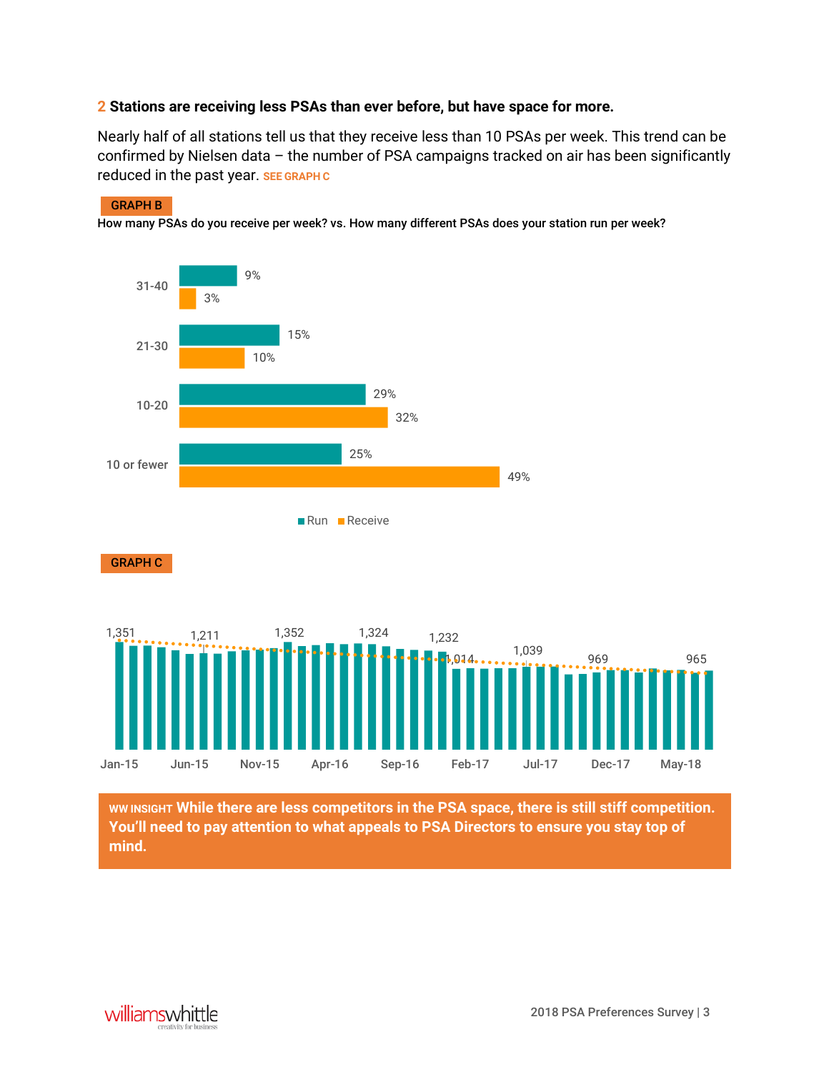## 2 Stations are receiving less PSAs than ever before, but have space for more.

Nearly half of all stations tell us that they receive less than 10 PSAs per week. This trend can be confirmed by Nielsen data – the number of PSA campaigns tracked on air has been significantly reduced in the past year. SEE GRAPH C

**GRAPH B**

**How many PSAs do you receive per week? vs. How many different PSAs does your station run per week?**

| | Run | Receive |
|---|---|---|
| 31-40 | 9% | 3% |
| 21-30 | 15% | 10% |
| 10-20 | 29% | 32% |
| 10 or fewer | 25% | 49% |

**GRAPH C**

| Month | Value |
|---|---|
| Jan-15 | 1,351 |
| Jun-15 | 1,211 |
| Nov-15 | 1,352 |
| Apr-16 | 1,324 |
| Sep-16 | 1,232 |
| Feb-17 | 1,014 |
| Jul-17 | 1,039 |
| Dec-17 | 969 |
| May-18 | 965 |

**WW INSIGHT While there are less competitors in the PSA space, there is still stiff competition. You'll need to pay attention to what appeals to PSA Directors to ensure you stay top of mind.**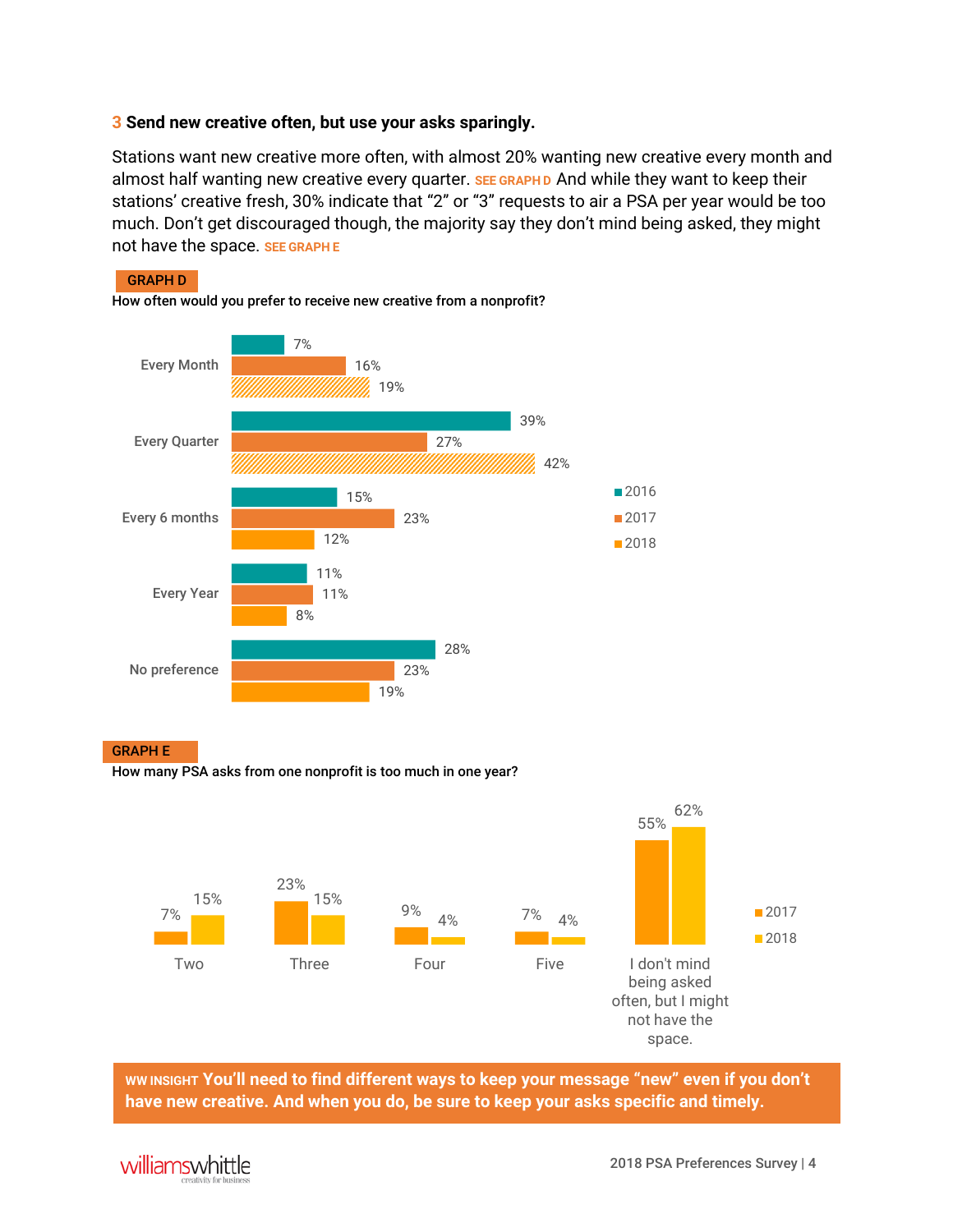### 3 Send new creative often, but use your asks sparingly.

Stations want new creative more often, with almost 20% wanting new creative every month and almost half wanting new creative every quarter. SEE GRAPH D And while they want to keep their stations' creative fresh, 30% indicate that "2" or "3" requests to air a PSA per year would be too much. Don't get discouraged though, the majority say they don't mind being asked, they might not have the space. SEE GRAPH E

**GRAPH D**

**How often would you prefer to receive new creative from a nonprofit?**

| | 2016 | 2017 | 2018 |
|---|---|---|---|
| Every Month | 7% | 16% | 19% |
| Every Quarter | 39% | 27% | 42% |
| Every 6 months | 15% | 23% | 12% |
| Every Year | 11% | 11% | 8% |
| No preference | 28% | 23% | 19% |

**GRAPH E**

**How many PSA asks from one nonprofit is too much in one year?**

| | 2017 | 2018 |
|---|---|---|
| Two | 7% | 15% |
| Three | 23% | 15% |
| Four | 9% | 4% |
| Five | 7% | 4% |
| I don't mind being asked often, but I might not have the space. | 55% | 62% |

**WW INSIGHT You'll need to find different ways to keep your message "new" even if you don't have new creative. And when you do, be sure to keep your asks specific and timely.**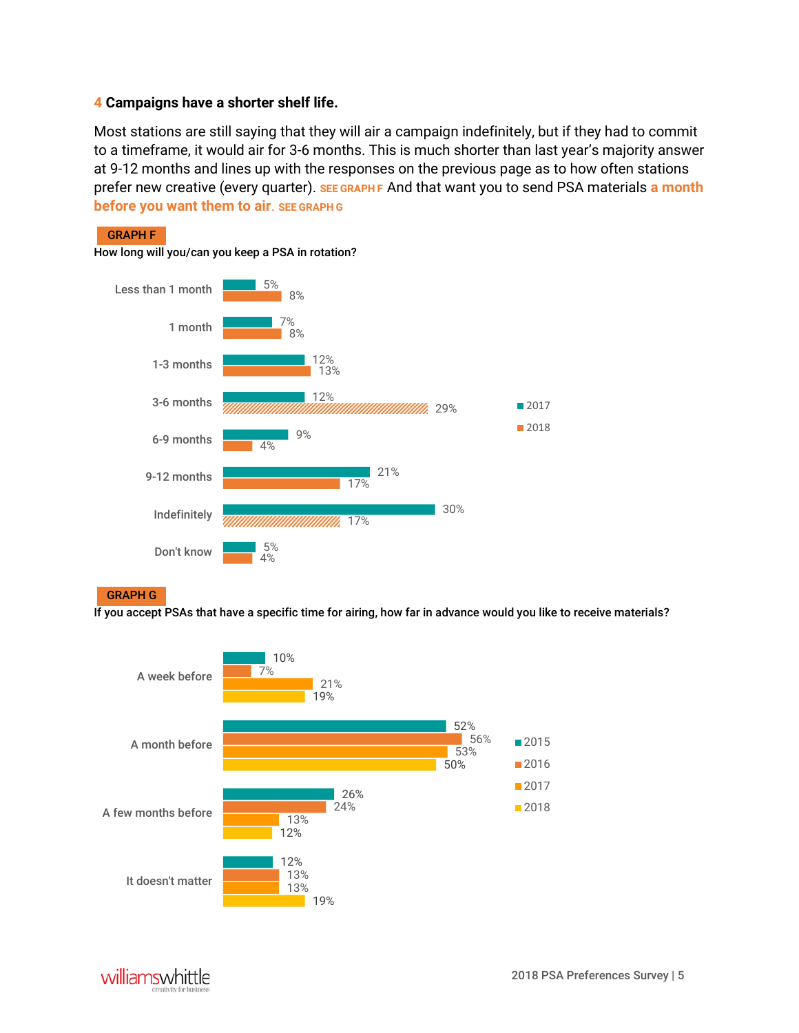## 4 Campaigns have a shorter shelf life.

Most stations are still saying that they will air a campaign indefinitely, but if they had to commit to a timeframe, it would air for 3-6 months. This is much shorter than last year's majority answer at 9-12 months and lines up with the responses on the previous page as to how often stations prefer new creative (every quarter). **SEE GRAPH F** And that want you to send PSA materials **a month before you want them to air**. **SEE GRAPH G**

**GRAPH F**

How long will you/can you keep a PSA in rotation?

| | 2017 | 2018 |
|---|---|---|
| Less than 1 month | 5% | 8% |
| 1 month | 7% | 8% |
| 1-3 months | 12% | 13% |
| 3-6 months | 12% | 29% |
| 6-9 months | 9% | 4% |
| 9-12 months | 21% | 17% |
| Indefinitely | 30% | 17% |
| Don't know | 5% | 4% |

**GRAPH G**

If you accept PSAs that have a specific time for airing, how far in advance would you like to receive materials?

| | 2015 | 2016 | 2017 | 2018 |
|---|---|---|---|---|
| A week before | 10% | 7% | 21% | 19% |
| A month before | 52% | 56% | 53% | 50% |
| A few months before | 26% | 24% | 13% | 12% |
| It doesn't matter | 12% | 13% | 13% | 19% |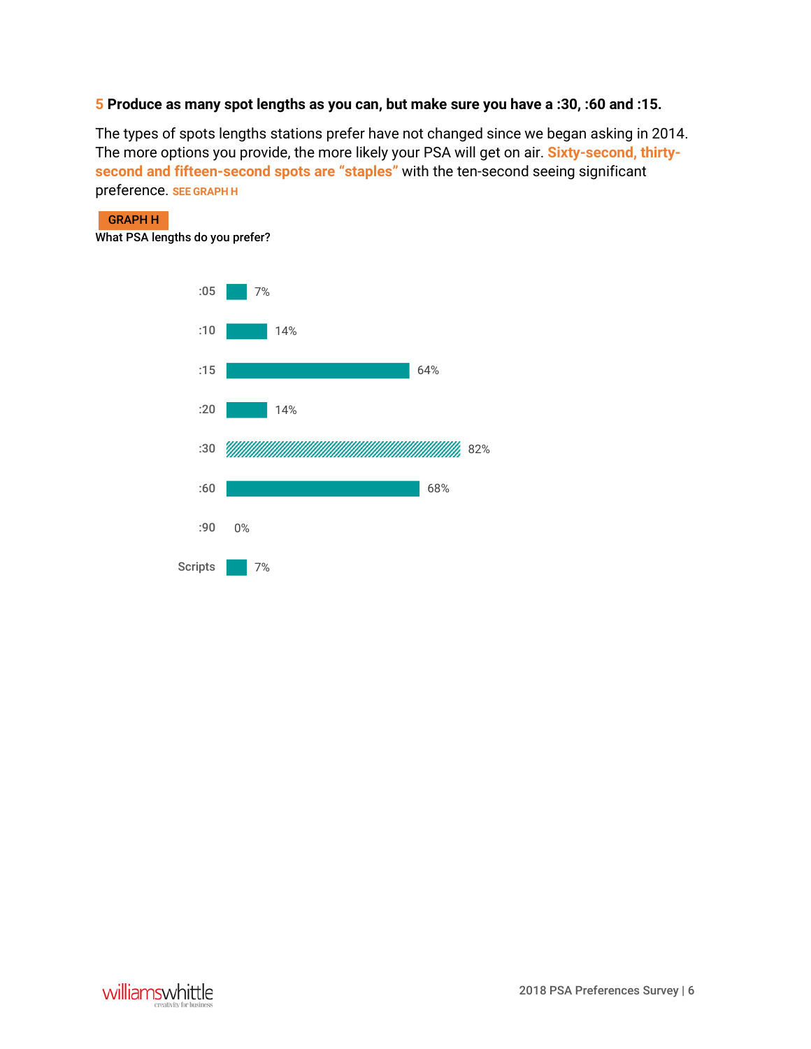**5 Produce as many spot lengths as you can, but make sure you have a :30, :60 and :15.**

The types of spots lengths stations prefer have not changed since we began asking in 2014. The more options you provide, the more likely your PSA will get on air. **Sixty-second, thirty-second and fifteen-second spots are "staples"** with the ten-second seeing significant preference. SEE GRAPH H

**GRAPH H**

What PSA lengths do you prefer?

| Length | Percentage |
| --- | --- |
| :05 | 7% |
| :10 | 14% |
| :15 | 64% |
| :20 | 14% |
| :30 | 82% |
| :60 | 68% |
| :90 | 0% |
| Scripts | 7% |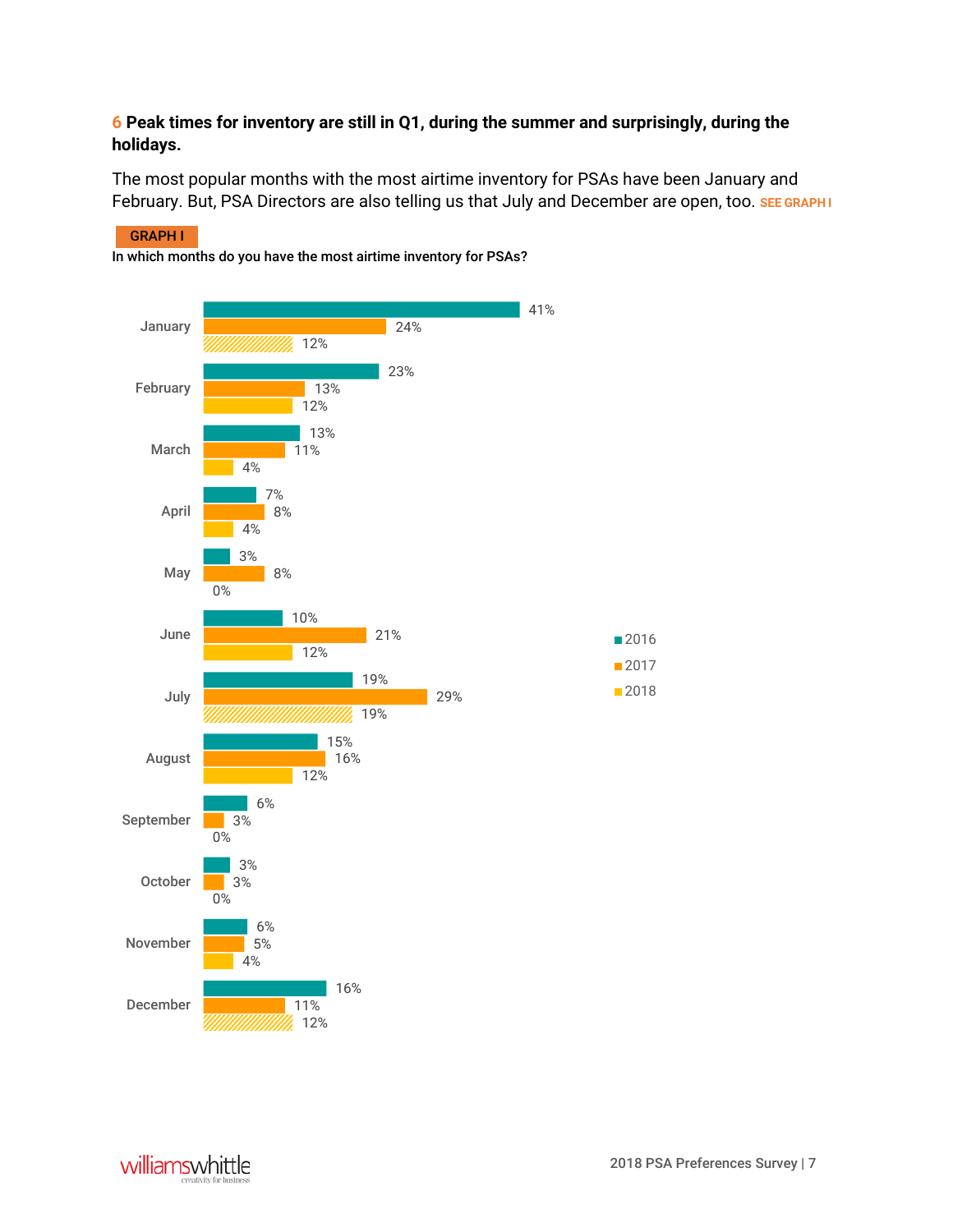**6 Peak times for inventory are still in Q1, during the summer and surprisingly, during the holidays.**

The most popular months with the most airtime inventory for PSAs have been January and February. But, PSA Directors are also telling us that July and December are open, too. SEE GRAPH I

**GRAPH I**

**In which months do you have the most airtime inventory for PSAs?**

| Month | 2016 | 2017 | 2018 |
|---|---|---|---|
| January | 41% | 24% | 12% |
| February | 23% | 13% | 12% |
| March | 13% | 11% | 4% |
| April | 7% | 8% | 4% |
| May | 3% | 8% | 0% |
| June | 10% | 21% | 12% |
| July | 19% | 29% | 19% |
| August | 15% | 16% | 12% |
| September | 6% | 3% | 0% |
| October | 3% | 3% | 0% |
| November | 6% | 5% | 4% |
| December | 16% | 11% | 12% |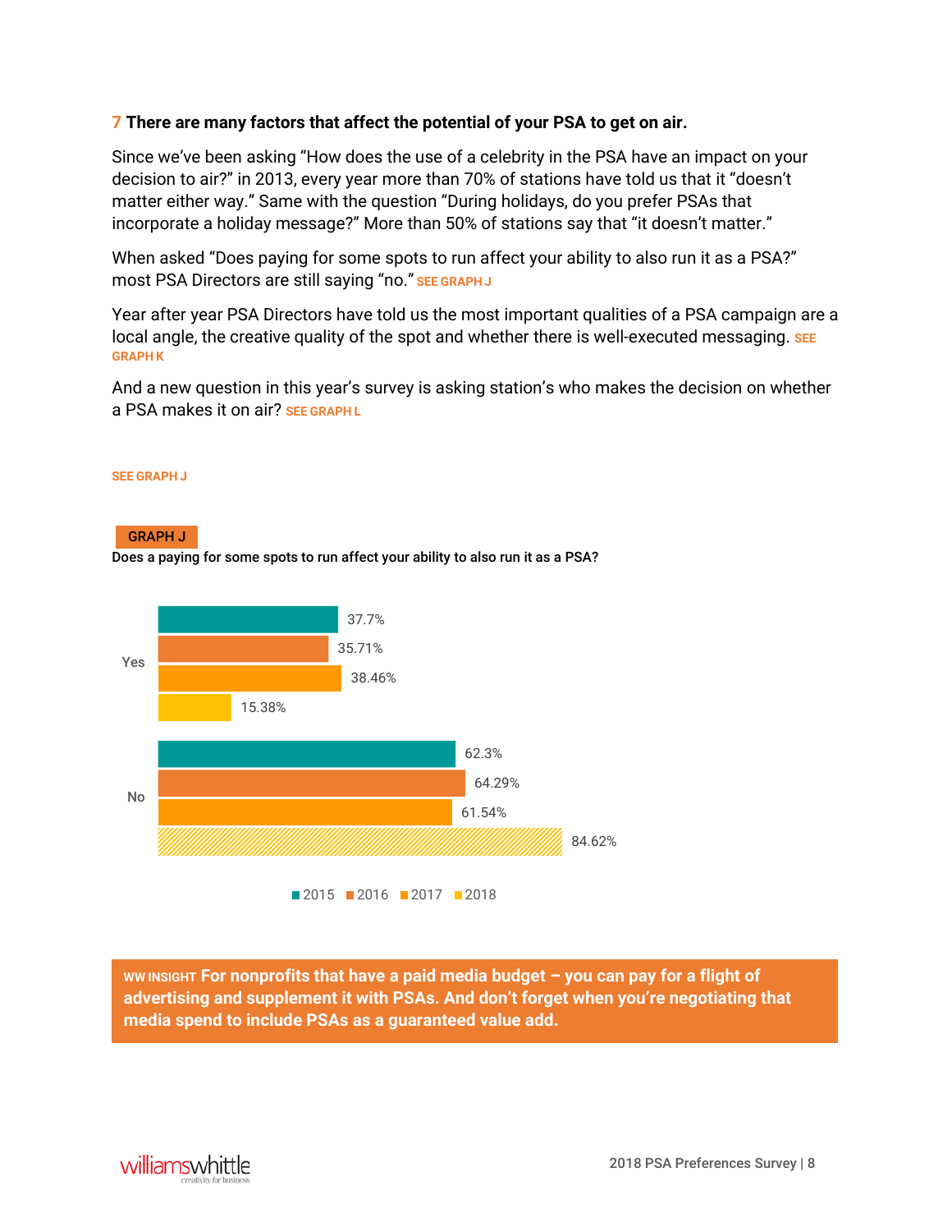**7 There are many factors that affect the potential of your PSA to get on air.**

Since we've been asking "How does the use of a celebrity in the PSA have an impact on your decision to air?" in 2013, every year more than 70% of stations have told us that it "doesn't matter either way." Same with the question "During holidays, do you prefer PSAs that incorporate a holiday message?" More than 50% of stations say that "it doesn't matter."

When asked "Does paying for some spots to run affect your ability to also run it as a PSA?" most PSA Directors are still saying "no." SEE GRAPH J

Year after year PSA Directors have told us the most important qualities of a PSA campaign are a local angle, the creative quality of the spot and whether there is well-executed messaging. SEE GRAPH K

And a new question in this year's survey is asking station's who makes the decision on whether a PSA makes it on air? SEE GRAPH L

SEE GRAPH J

**GRAPH J**

**Does a paying for some spots to run affect your ability to also run it as a PSA?**

| | 2015 | 2016 | 2017 | 2018 |
|---|---|---|---|---|
| Yes | 37.7% | 35.71% | 38.46% | 15.38% |
| No | 62.3% | 64.29% | 61.54% | 84.62% |

**WW INSIGHT For nonprofits that have a paid media budget – you can pay for a flight of advertising and supplement it with PSAs. And don't forget when you're negotiating that media spend to include PSAs as a guaranteed value add.**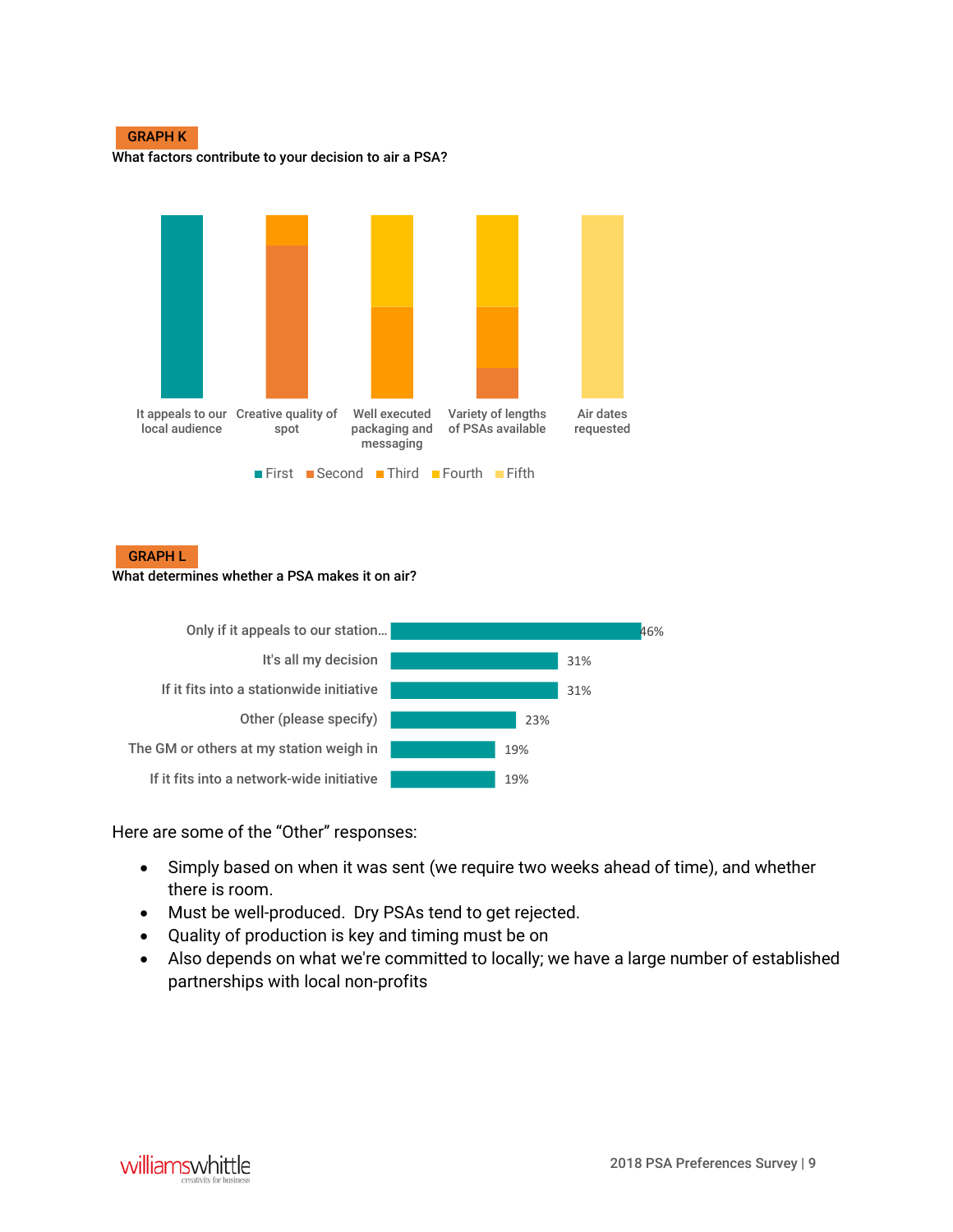GRAPH K

**What factors contribute to your decision to air a PSA?**

| Factor | Rank |
|---|---|
| It appeals to our local audience | First |
| Creative quality of spot | Second, Third |
| Well executed packaging and messaging | Third, Fourth |
| Variety of lengths of PSAs available | Second, Third, Fourth |
| Air dates requested | Fifth |

Legend: First, Second, Third, Fourth, Fifth

GRAPH L

**What determines whether a PSA makes it on air?**

| Response | % |
|---|---|
| Only if it appeals to our station... | 46% |
| It's all my decision | 31% |
| If it fits into a stationwide initiative | 31% |
| Other (please specify) | 23% |
| The GM or others at my station weigh in | 19% |
| If it fits into a network-wide initiative | 19% |

Here are some of the "Other" responses:

- Simply based on when it was sent (we require two weeks ahead of time), and whether there is room.
- Must be well-produced. Dry PSAs tend to get rejected.
- Quality of production is key and timing must be on
- Also depends on what we're committed to locally; we have a large number of established partnerships with local non-profits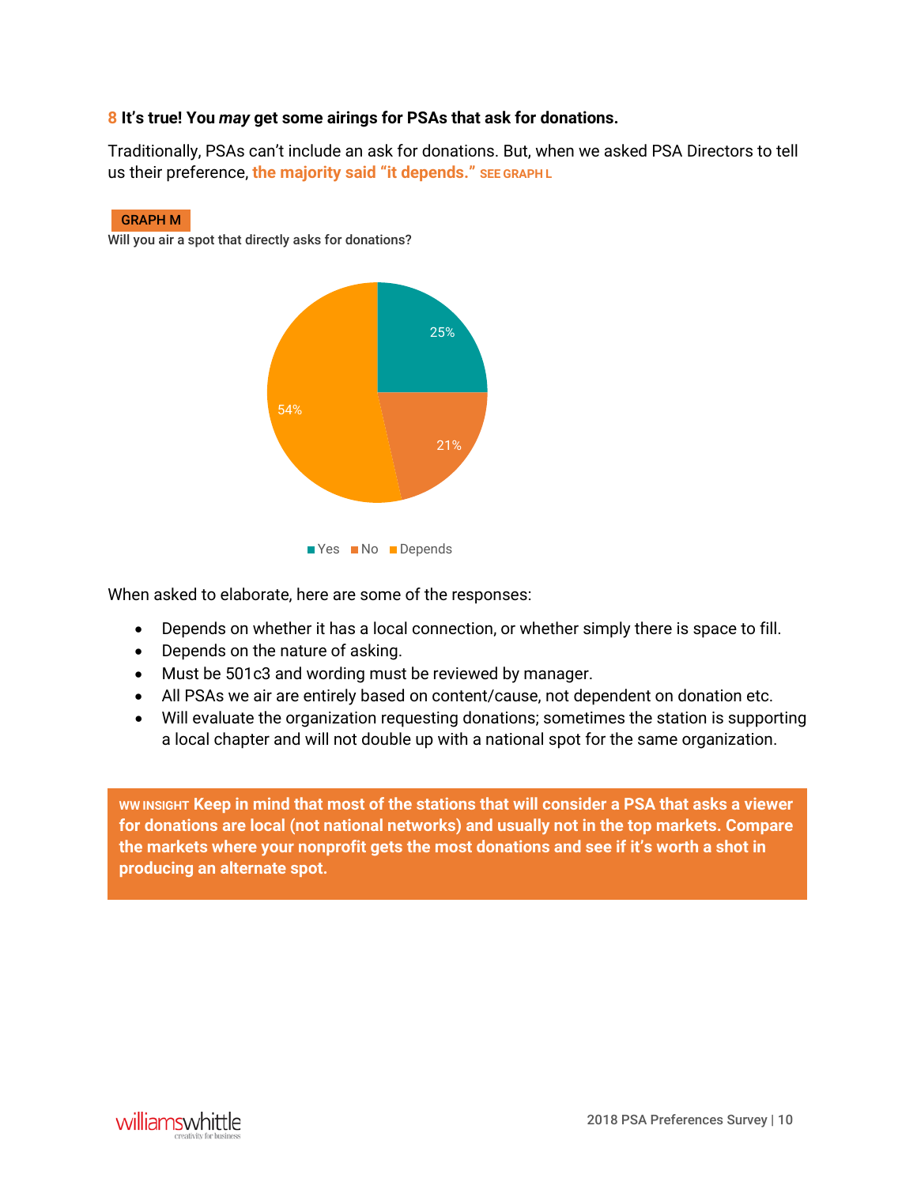### 8 It's true! You *may* get some airings for PSAs that ask for donations.

Traditionally, PSAs can't include an ask for donations. But, when we asked PSA Directors to tell us their preference, **the majority said "it depends."** SEE GRAPH L

**GRAPH M**

**Will you air a spot that directly asks for donations?**

| Response | Percentage |
|---|---|
| Yes | 25% |
| No | 21% |
| Depends | 54% |

When asked to elaborate, here are some of the responses:

- Depends on whether it has a local connection, or whether simply there is space to fill.
- Depends on the nature of asking.
- Must be 501c3 and wording must be reviewed by manager.
- All PSAs we air are entirely based on content/cause, not dependent on donation etc.
- Will evaluate the organization requesting donations; sometimes the station is supporting a local chapter and will not double up with a national spot for the same organization.

**WW INSIGHT Keep in mind that most of the stations that will consider a PSA that asks a viewer for donations are local (not national networks) and usually not in the top markets. Compare the markets where your nonprofit gets the most donations and see if it's worth a shot in producing an alternate spot.**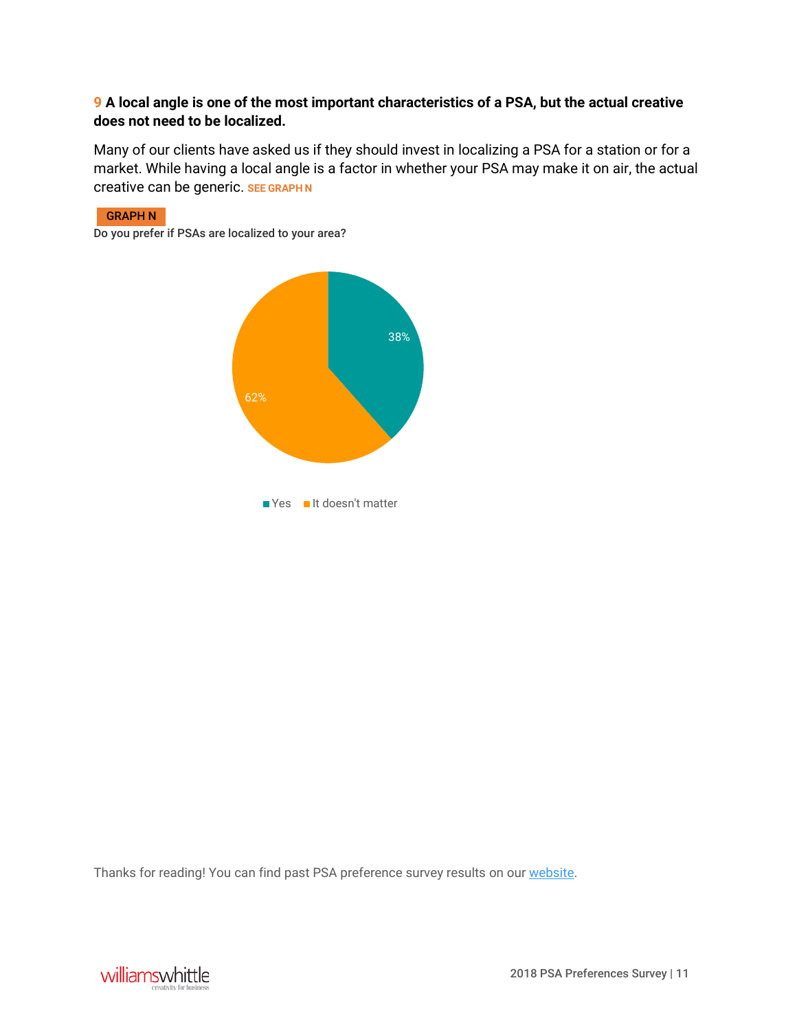**9 A local angle is one of the most important characteristics of a PSA, but the actual creative does not need to be localized.**

Many of our clients have asked us if they should invest in localizing a PSA for a station or for a market. While having a local angle is a factor in whether your PSA may make it on air, the actual creative can be generic. SEE GRAPH N

**GRAPH N**

Do you prefer if PSAs are localized to your area?

38%

62%

Yes
It doesn't matter

Thanks for reading! You can find past PSA preference survey results on our [website](website).